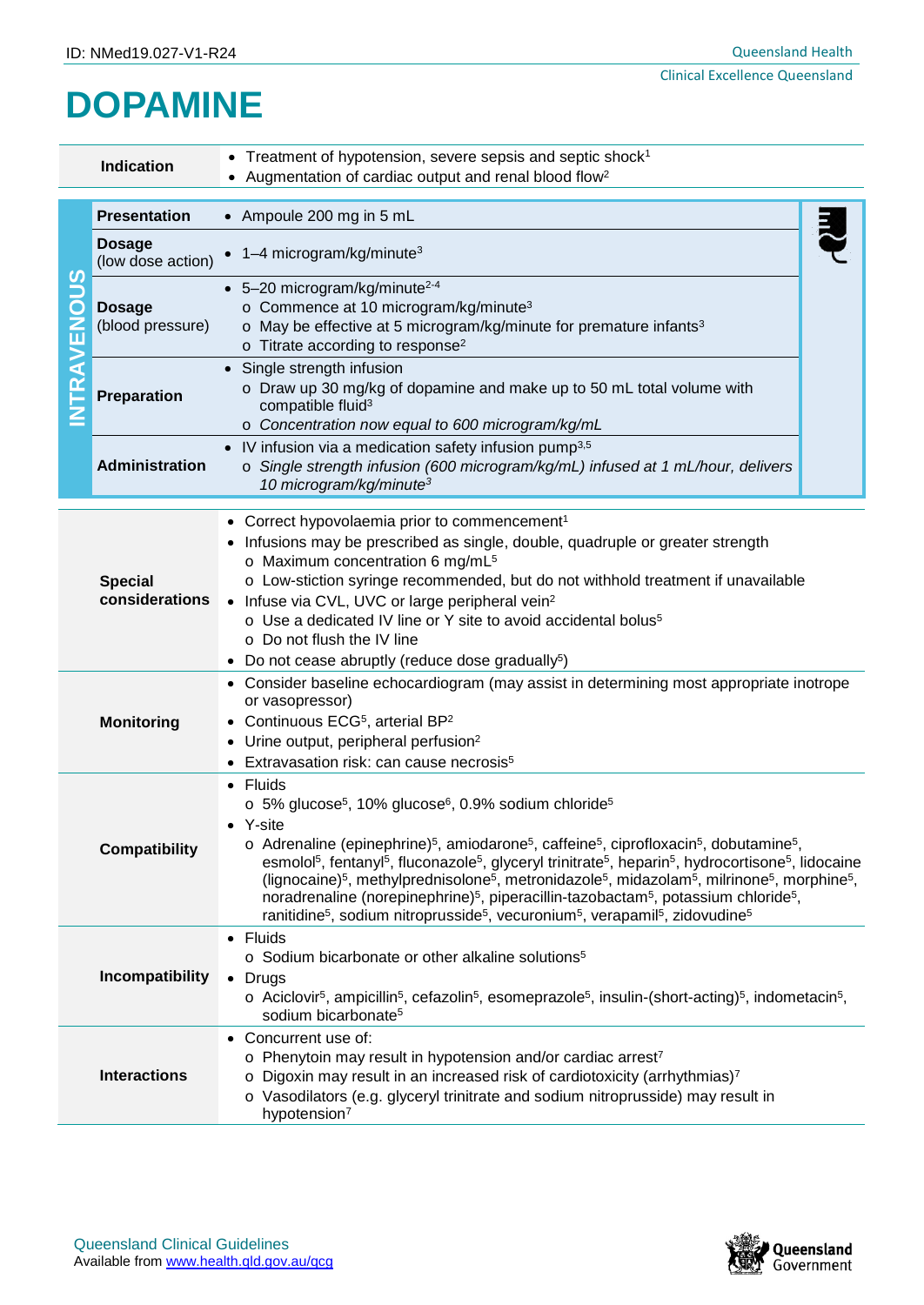ID: NMed19.027-V1-R24

# DOPAMINE

| | |
|---|---|
| **Indication** | • Treatment of hypotension, severe sepsis and septic shock[1]<br>• Augmentation of cardiac output and renal blood flow[2] |

## INTRAVENOUS

| | |
|---|---|
| **Presentation** | • Ampoule 200 mg in 5 mL |
| **Dosage** (low dose action) | • 1–4 microgram/kg/minute[3] |
| **Dosage** (blood pressure) | • 5–20 microgram/kg/minute[2-4]<br>  o Commence at 10 microgram/kg/minute[3]<br>  o May be effective at 5 microgram/kg/minute for premature infants[3]<br>  o Titrate according to response[2] |
| **Preparation** | • Single strength infusion<br>  o Draw up 30 mg/kg of dopamine and make up to 50 mL total volume with compatible fluid[3]<br>  o *Concentration now equal to 600 microgram/kg/mL* |
| **Administration** | • IV infusion via a medication safety infusion pump[3,5]<br>  o *Single strength infusion (600 microgram/kg/mL) infused at 1 mL/hour, delivers 10 microgram/kg/minute[3]* |

| | |
|---|---|
| **Special considerations** | • Correct hypovolaemia prior to commencement[1]<br>• Infusions may be prescribed as single, double, quadruple or greater strength<br>  o Maximum concentration 6 mg/mL[5]<br>  o Low-stiction syringe recommended, but do not withhold treatment if unavailable<br>• Infuse via CVL, UVC or large peripheral vein[2]<br>  o Use a dedicated IV line or Y site to avoid accidental bolus[5]<br>  o Do not flush the IV line<br>• Do not cease abruptly (reduce dose gradually[5]) |
| **Monitoring** | • Consider baseline echocardiogram (may assist in determining most appropriate inotrope or vasopressor)<br>• Continuous ECG[5], arterial BP[2]<br>• Urine output, peripheral perfusion[2]<br>• Extravasation risk: can cause necrosis[5] |
| **Compatibility** | • Fluids<br>  o 5% glucose[5], 10% glucose[6], 0.9% sodium chloride[5]<br>• Y-site<br>  o Adrenaline (epinephrine)[5], amiodarone[5], caffeine[5], ciprofloxacin[5], dobutamine[5], esmolol[5], fentanyl[5], fluconazole[5], glyceryl trinitrate[5], heparin[5], hydrocortisone[5], lidocaine (lignocaine)[5], methylprednisolone[5], metronidazole[5], midazolam[5], milrinone[5], morphine[5], noradrenaline (norepinephrine)[5], piperacillin-tazobactam[5], potassium chloride[5], ranitidine[5], sodium nitroprusside[5], vecuronium[5], verapamil[5], zidovudine[5] |
| **Incompatibility** | • Fluids<br>  o Sodium bicarbonate or other alkaline solutions[5]<br>• Drugs<br>  o Aciclovir[5], ampicillin[5], cefazolin[5], esomeprazole[5], insulin-(short-acting)[5], indometacin[5], sodium bicarbonate[5] |
| **Interactions** | • Concurrent use of:<br>  o Phenytoin may result in hypotension and/or cardiac arrest[7]<br>  o Digoxin may result in an increased risk of cardiotoxicity (arrhythmias)[7]<br>  o Vasodilators (e.g. glyceryl trinitrate and sodium nitroprusside) may result in hypotension[7] |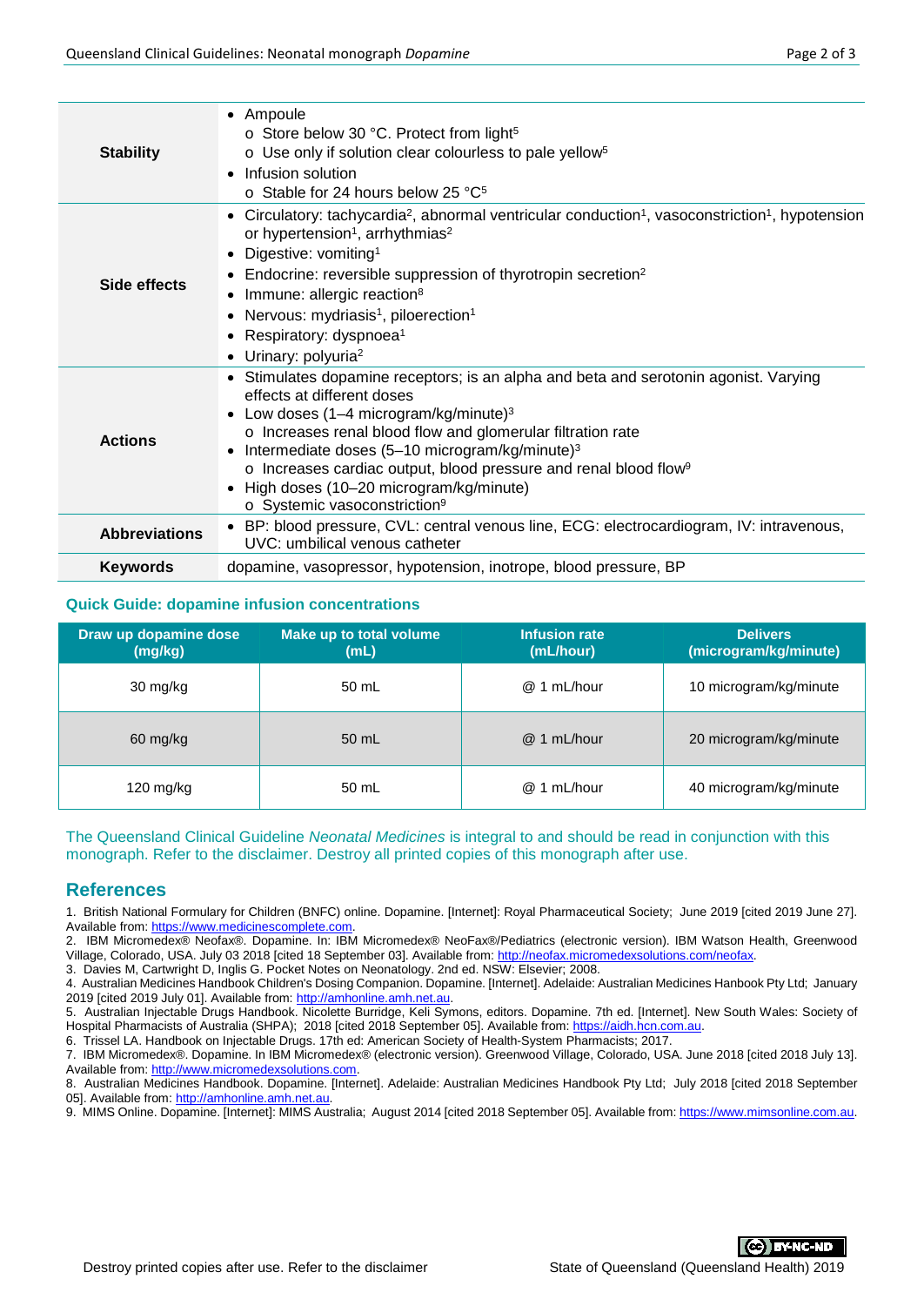| | |
|---|---|
| **Stability** | • Ampoule<br>o Store below 30 °C. Protect from light[5]<br>o Use only if solution clear colourless to pale yellow[5]<br>• Infusion solution<br>o Stable for 24 hours below 25 °C[5] |
| **Side effects** | • Circulatory: tachycardia[2], abnormal ventricular conduction[1], vasoconstriction[1], hypotension or hypertension[1], arrhythmias[2]<br>• Digestive: vomiting[1]<br>• Endocrine: reversible suppression of thyrotropin secretion[2]<br>• Immune: allergic reaction[8]<br>• Nervous: mydriasis[1], piloerection[1]<br>• Respiratory: dyspnoea[1]<br>• Urinary: polyuria[2] |
| **Actions** | • Stimulates dopamine receptors; is an alpha and beta and serotonin agonist. Varying effects at different doses<br>• Low doses (1–4 microgram/kg/minute)[3]<br>o Increases renal blood flow and glomerular filtration rate<br>• Intermediate doses (5–10 microgram/kg/minute)[3]<br>o Increases cardiac output, blood pressure and renal blood flow[9]<br>• High doses (10–20 microgram/kg/minute)<br>o Systemic vasoconstriction[9] |
| **Abbreviations** | • BP: blood pressure, CVL: central venous line, ECG: electrocardiogram, IV: intravenous, UVC: umbilical venous catheter |
| **Keywords** | dopamine, vasopressor, hypotension, inotrope, blood pressure, BP |

### Quick Guide: dopamine infusion concentrations

| Draw up dopamine dose (mg/kg) | Make up to total volume (mL) | Infusion rate (mL/hour) | Delivers (microgram/kg/minute) |
|---|---|---|---|
| 30 mg/kg | 50 mL | @ 1 mL/hour | 10 microgram/kg/minute |
| 60 mg/kg | 50 mL | @ 1 mL/hour | 20 microgram/kg/minute |
| 120 mg/kg | 50 mL | @ 1 mL/hour | 40 microgram/kg/minute |

The Queensland Clinical Guideline *Neonatal Medicines* is integral to and should be read in conjunction with this monograph. Refer to the disclaimer. Destroy all printed copies of this monograph after use.

## References

1. British National Formulary for Children (BNFC) online. Dopamine. [Internet]: Royal Pharmaceutical Society; June 2019 [cited 2019 June 27]. Available from: https://www.medicinescomplete.com.
2. IBM Micromedex® Neofax®. Dopamine. In: IBM Micromedex® NeoFax®/Pediatrics (electronic version). IBM Watson Health, Greenwood Village, Colorado, USA. July 03 2018 [cited 18 September 03]. Available from: http://neofax.micromedexsolutions.com/neofax.
3. Davies M, Cartwright D, Inglis G. Pocket Notes on Neonatology. 2nd ed. NSW: Elsevier; 2008.
4. Australian Medicines Handbook Children's Dosing Companion. Dopamine. [Internet]. Adelaide: Australian Medicines Hanbook Pty Ltd; January 2019 [cited 2019 July 01]. Available from: http://amhonline.amh.net.au.
5. Australian Injectable Drugs Handbook. Nicolette Burridge, Keli Symons, editors. Dopamine. 7th ed. [Internet]. New South Wales: Society of Hospital Pharmacists of Australia (SHPA); 2018 [cited 2018 September 05]. Available from: https://aidh.hcn.com.au.
6. Trissel LA. Handbook on Injectable Drugs. 17th ed: American Society of Health-System Pharmacists; 2017.
7. IBM Micromedex®. Dopamine. In IBM Micromedex® (electronic version). Greenwood Village, Colorado, USA. June 2018 [cited 2018 July 13]. Available from: http://www.micromedexsolutions.com.
8. Australian Medicines Handbook. Dopamine. [Internet]. Adelaide: Australian Medicines Handbook Pty Ltd; July 2018 [cited 2018 September 05]. Available from: http://amhonline.amh.net.au.
9. MIMS Online. Dopamine. [Internet]: MIMS Australia; August 2014 [cited 2018 September 05]. Available from: https://www.mimsonline.com.au.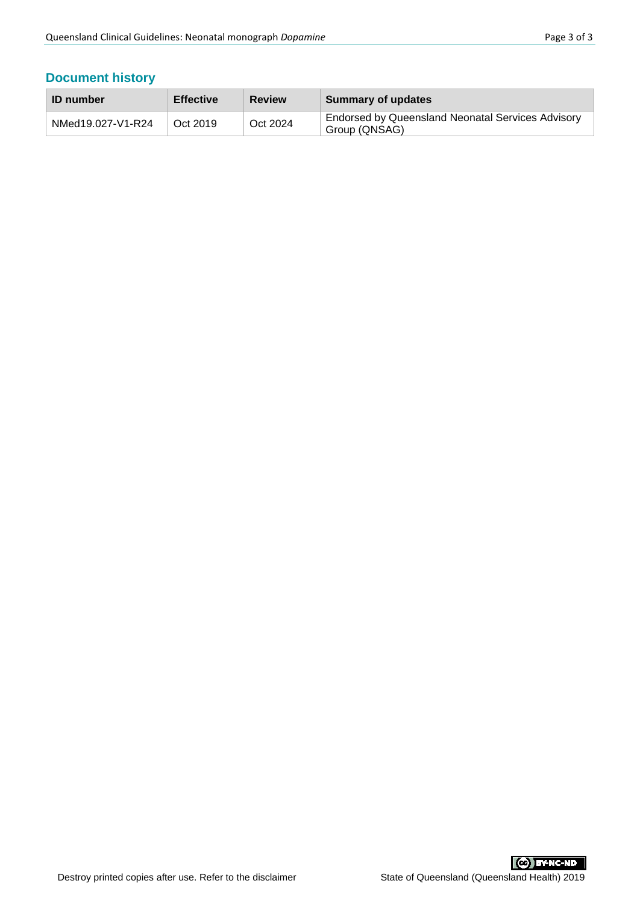## Document history

| ID number | Effective | Review | Summary of updates |
|---|---|---|---|
| NMed19.027-V1-R24 | Oct 2019 | Oct 2024 | Endorsed by Queensland Neonatal Services Advisory Group (QNSAG) |